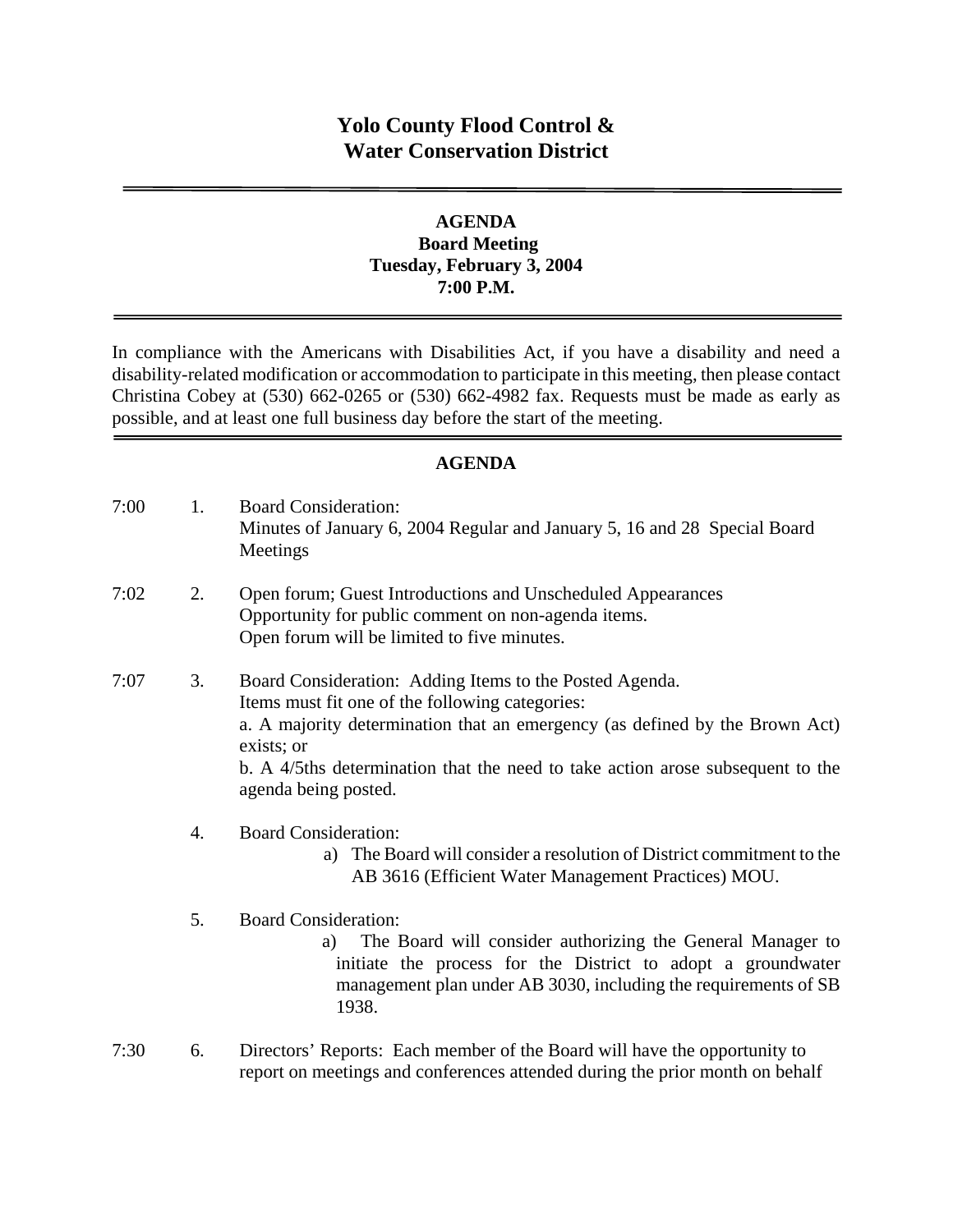# Yolo County Flood Control & Water Conservation District

---

**AGENDA**
**Board Meeting**
**Tuesday, February 3, 2004**
**7:00 P.M.**

---

In compliance with the Americans with Disabilities Act, if you have a disability and need a disability-related modification or accommodation to participate in this meeting, then please contact Christina Cobey at (530) 662-0265 or (530) 662-4982 fax. Requests must be made as early as possible, and at least one full business day before the start of the meeting.

---

**AGENDA**

7:00 &nbsp;&nbsp; 1. &nbsp;&nbsp; Board Consideration:
Minutes of January 6, 2004 Regular and January 5, 16 and 28 Special Board Meetings

7:02 &nbsp;&nbsp; 2. &nbsp;&nbsp; Open forum; Guest Introductions and Unscheduled Appearances
Opportunity for public comment on non-agenda items.
Open forum will be limited to five minutes.

7:07 &nbsp;&nbsp; 3. &nbsp;&nbsp; Board Consideration: Adding Items to the Posted Agenda.
Items must fit one of the following categories:
a. A majority determination that an emergency (as defined by the Brown Act) exists; or
b. A 4/5ths determination that the need to take action arose subsequent to the agenda being posted.

4. &nbsp;&nbsp; Board Consideration:
a) The Board will consider a resolution of District commitment to the AB 3616 (Efficient Water Management Practices) MOU.

5. &nbsp;&nbsp; Board Consideration:
a) The Board will consider authorizing the General Manager to initiate the process for the District to adopt a groundwater management plan under AB 3030, including the requirements of SB 1938.

7:30 &nbsp;&nbsp; 6. &nbsp;&nbsp; Directors' Reports: Each member of the Board will have the opportunity to report on meetings and conferences attended during the prior month on behalf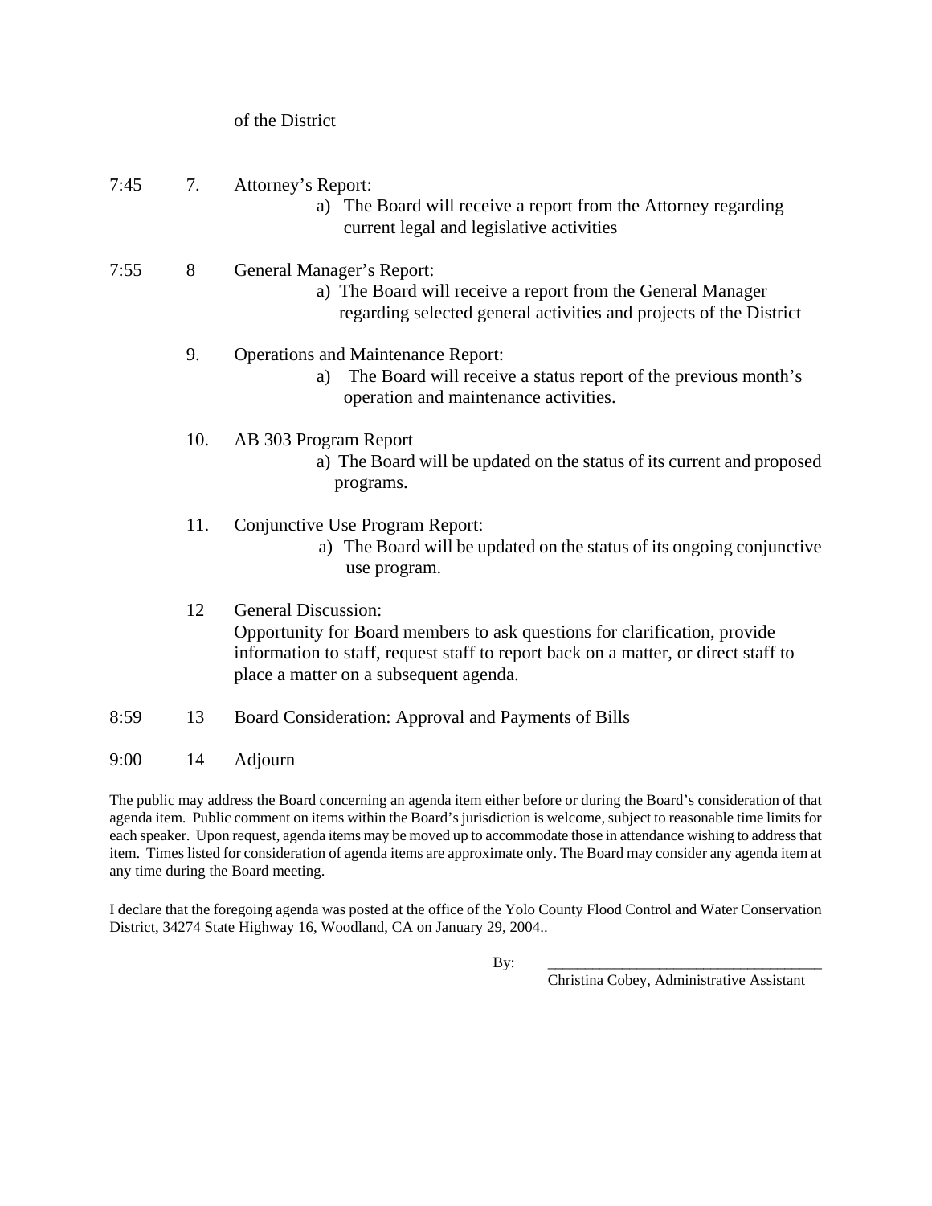of the District

7:45 7. Attorney's Report:

a) The Board will receive a report from the Attorney regarding current legal and legislative activities

7:55 8 General Manager's Report:

a) The Board will receive a report from the General Manager regarding selected general activities and projects of the District

9. Operations and Maintenance Report:

a) The Board will receive a status report of the previous month's operation and maintenance activities.

10. AB 303 Program Report

a) The Board will be updated on the status of its current and proposed programs.

11. Conjunctive Use Program Report:

a) The Board will be updated on the status of its ongoing conjunctive use program.

12 General Discussion:
Opportunity for Board members to ask questions for clarification, provide information to staff, request staff to report back on a matter, or direct staff to place a matter on a subsequent agenda.

8:59 13 Board Consideration: Approval and Payments of Bills

9:00 14 Adjourn

The public may address the Board concerning an agenda item either before or during the Board's consideration of that agenda item. Public comment on items within the Board's jurisdiction is welcome, subject to reasonable time limits for each speaker. Upon request, agenda items may be moved up to accommodate those in attendance wishing to address that item. Times listed for consideration of agenda items are approximate only. The Board may consider any agenda item at any time during the Board meeting.

I declare that the foregoing agenda was posted at the office of the Yolo County Flood Control and Water Conservation District, 34274 State Highway 16, Woodland, CA on January 29, 2004..

By: ___________________________________

Christina Cobey, Administrative Assistant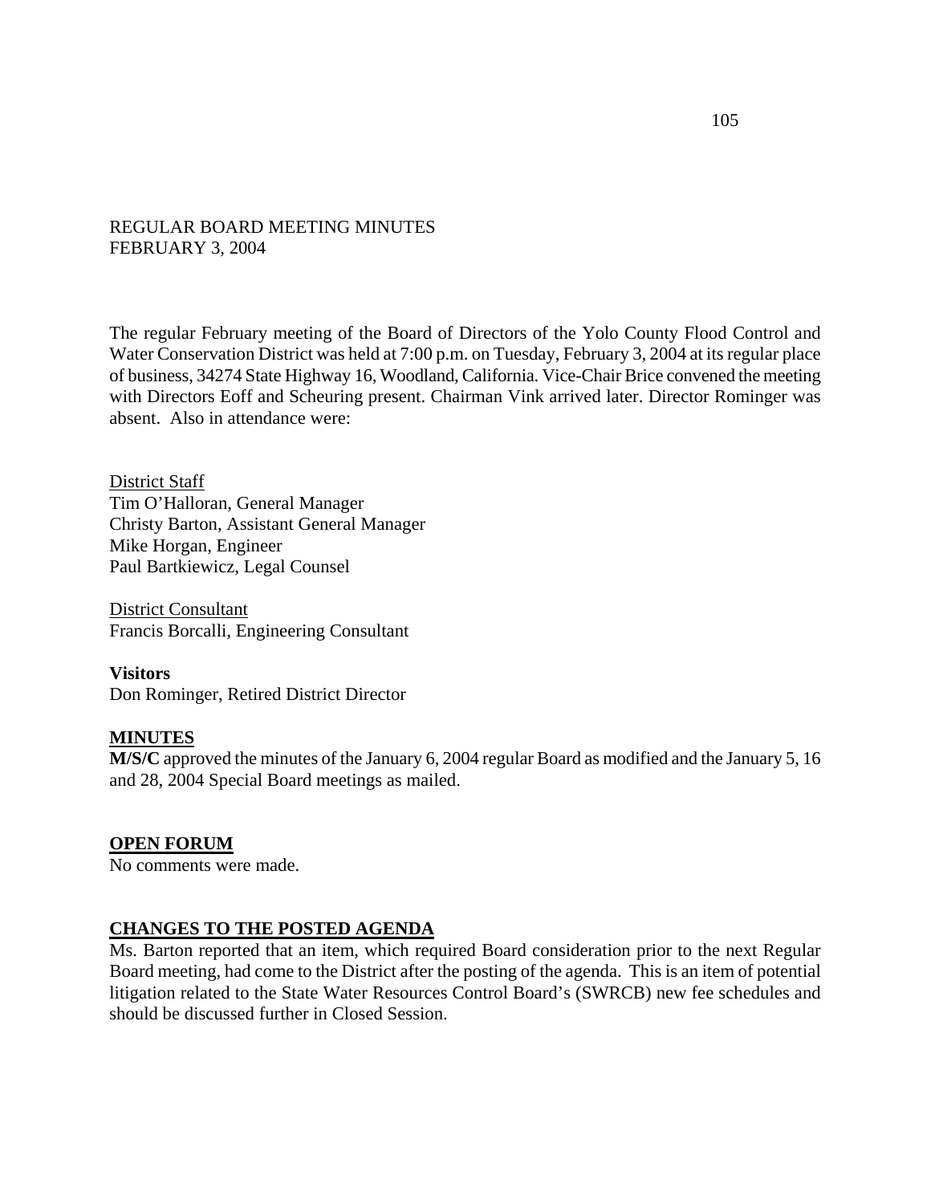REGULAR BOARD MEETING MINUTES
FEBRUARY 3, 2004

The regular February meeting of the Board of Directors of the Yolo County Flood Control and Water Conservation District was held at 7:00 p.m. on Tuesday, February 3, 2004 at its regular place of business, 34274 State Highway 16, Woodland, California. Vice-Chair Brice convened the meeting with Directors Eoff and Scheuring present. Chairman Vink arrived later. Director Rominger was absent. Also in attendance were:

District Staff
Tim O'Halloran, General Manager
Christy Barton, Assistant General Manager
Mike Horgan, Engineer
Paul Bartkiewicz, Legal Counsel

District Consultant
Francis Borcalli, Engineering Consultant

**Visitors**
Don Rominger, Retired District Director

## MINUTES

**M/S/C** approved the minutes of the January 6, 2004 regular Board as modified and the January 5, 16 and 28, 2004 Special Board meetings as mailed.

## OPEN FORUM

No comments were made.

## CHANGES TO THE POSTED AGENDA

Ms. Barton reported that an item, which required Board consideration prior to the next Regular Board meeting, had come to the District after the posting of the agenda. This is an item of potential litigation related to the State Water Resources Control Board's (SWRCB) new fee schedules and should be discussed further in Closed Session.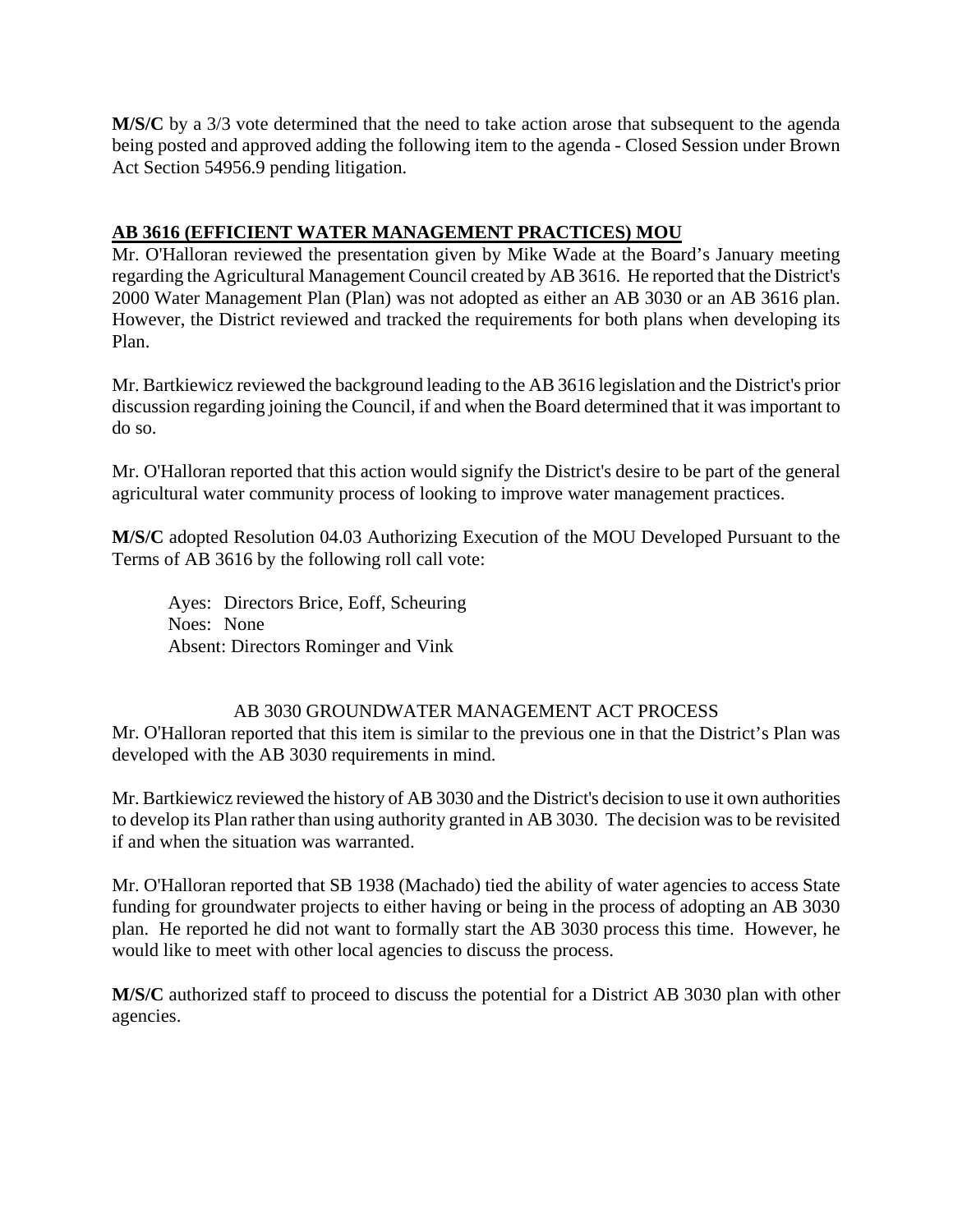**M/S/C** by a 3/3 vote determined that the need to take action arose that subsequent to the agenda being posted and approved adding the following item to the agenda - Closed Session under Brown Act Section 54956.9 pending litigation.

## AB 3616 (EFFICIENT WATER MANAGEMENT PRACTICES) MOU

Mr. O'Halloran reviewed the presentation given by Mike Wade at the Board's January meeting regarding the Agricultural Management Council created by AB 3616. He reported that the District's 2000 Water Management Plan (Plan) was not adopted as either an AB 3030 or an AB 3616 plan. However, the District reviewed and tracked the requirements for both plans when developing its Plan.

Mr. Bartkiewicz reviewed the background leading to the AB 3616 legislation and the District's prior discussion regarding joining the Council, if and when the Board determined that it was important to do so.

Mr. O'Halloran reported that this action would signify the District's desire to be part of the general agricultural water community process of looking to improve water management practices.

**M/S/C** adopted Resolution 04.03 Authorizing Execution of the MOU Developed Pursuant to the Terms of AB 3616 by the following roll call vote:

Ayes: Directors Brice, Eoff, Scheuring
Noes: None
Absent: Directors Rominger and Vink

## AB 3030 GROUNDWATER MANAGEMENT ACT PROCESS

Mr. O'Halloran reported that this item is similar to the previous one in that the District's Plan was developed with the AB 3030 requirements in mind.

Mr. Bartkiewicz reviewed the history of AB 3030 and the District's decision to use it own authorities to develop its Plan rather than using authority granted in AB 3030. The decision was to be revisited if and when the situation was warranted.

Mr. O'Halloran reported that SB 1938 (Machado) tied the ability of water agencies to access State funding for groundwater projects to either having or being in the process of adopting an AB 3030 plan. He reported he did not want to formally start the AB 3030 process this time. However, he would like to meet with other local agencies to discuss the process.

**M/S/C** authorized staff to proceed to discuss the potential for a District AB 3030 plan with other agencies.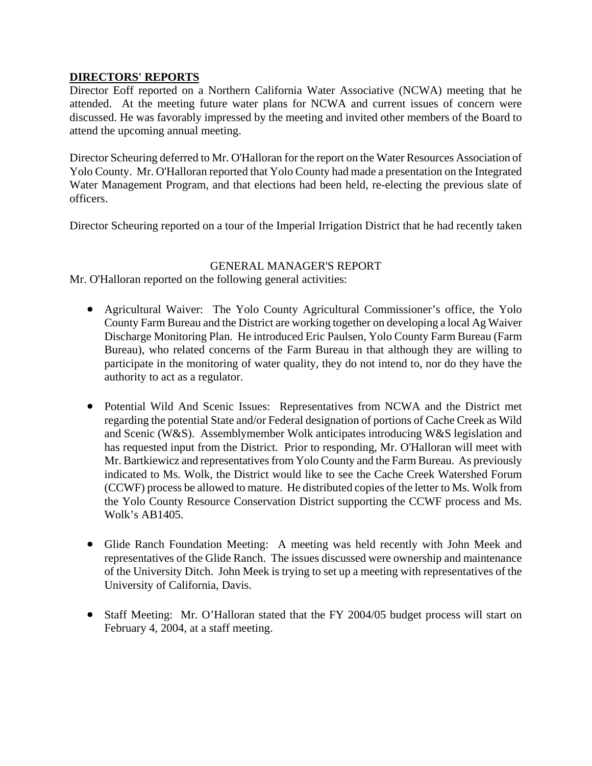## **DIRECTORS' REPORTS**

Director Eoff reported on a Northern California Water Associative (NCWA) meeting that he attended. At the meeting future water plans for NCWA and current issues of concern were discussed. He was favorably impressed by the meeting and invited other members of the Board to attend the upcoming annual meeting.

Director Scheuring deferred to Mr. O'Halloran for the report on the Water Resources Association of Yolo County. Mr. O'Halloran reported that Yolo County had made a presentation on the Integrated Water Management Program, and that elections had been held, re-electing the previous slate of officers.

Director Scheuring reported on a tour of the Imperial Irrigation District that he had recently taken

## GENERAL MANAGER'S REPORT

Mr. O'Halloran reported on the following general activities:

- Agricultural Waiver: The Yolo County Agricultural Commissioner's office, the Yolo County Farm Bureau and the District are working together on developing a local Ag Waiver Discharge Monitoring Plan. He introduced Eric Paulsen, Yolo County Farm Bureau (Farm Bureau), who related concerns of the Farm Bureau in that although they are willing to participate in the monitoring of water quality, they do not intend to, nor do they have the authority to act as a regulator.

- Potential Wild And Scenic Issues: Representatives from NCWA and the District met regarding the potential State and/or Federal designation of portions of Cache Creek as Wild and Scenic (W&S). Assemblymember Wolk anticipates introducing W&S legislation and has requested input from the District. Prior to responding, Mr. O'Halloran will meet with Mr. Bartkiewicz and representatives from Yolo County and the Farm Bureau. As previously indicated to Ms. Wolk, the District would like to see the Cache Creek Watershed Forum (CCWF) process be allowed to mature. He distributed copies of the letter to Ms. Wolk from the Yolo County Resource Conservation District supporting the CCWF process and Ms. Wolk's AB1405.

- Glide Ranch Foundation Meeting: A meeting was held recently with John Meek and representatives of the Glide Ranch. The issues discussed were ownership and maintenance of the University Ditch. John Meek is trying to set up a meeting with representatives of the University of California, Davis.

- Staff Meeting: Mr. O'Halloran stated that the FY 2004/05 budget process will start on February 4, 2004, at a staff meeting.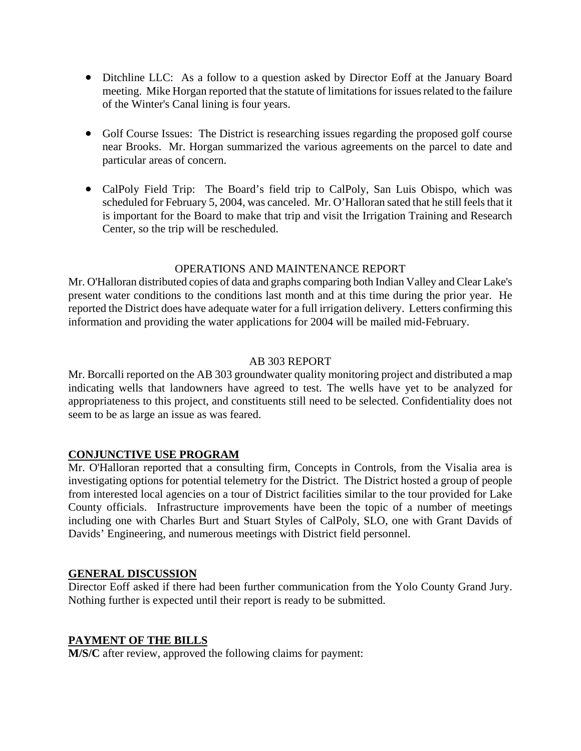- Ditchline LLC: As a follow to a question asked by Director Eoff at the January Board meeting. Mike Horgan reported that the statute of limitations for issues related to the failure of the Winter's Canal lining is four years.

- Golf Course Issues: The District is researching issues regarding the proposed golf course near Brooks. Mr. Horgan summarized the various agreements on the parcel to date and particular areas of concern.

- CalPoly Field Trip: The Board's field trip to CalPoly, San Luis Obispo, which was scheduled for February 5, 2004, was canceled. Mr. O'Halloran sated that he still feels that it is important for the Board to make that trip and visit the Irrigation Training and Research Center, so the trip will be rescheduled.

OPERATIONS AND MAINTENANCE REPORT

Mr. O'Halloran distributed copies of data and graphs comparing both Indian Valley and Clear Lake's present water conditions to the conditions last month and at this time during the prior year. He reported the District does have adequate water for a full irrigation delivery. Letters confirming this information and providing the water applications for 2004 will be mailed mid-February.

AB 303 REPORT

Mr. Borcalli reported on the AB 303 groundwater quality monitoring project and distributed a map indicating wells that landowners have agreed to test. The wells have yet to be analyzed for appropriateness to this project, and constituents still need to be selected. Confidentiality does not seem to be as large an issue as was feared.

**CONJUNCTIVE USE PROGRAM**

Mr. O'Halloran reported that a consulting firm, Concepts in Controls, from the Visalia area is investigating options for potential telemetry for the District. The District hosted a group of people from interested local agencies on a tour of District facilities similar to the tour provided for Lake County officials. Infrastructure improvements have been the topic of a number of meetings including one with Charles Burt and Stuart Styles of CalPoly, SLO, one with Grant Davids of Davids' Engineering, and numerous meetings with District field personnel.

**GENERAL DISCUSSION**

Director Eoff asked if there had been further communication from the Yolo County Grand Jury. Nothing further is expected until their report is ready to be submitted.

**PAYMENT OF THE BILLS**

**M/S/C** after review, approved the following claims for payment: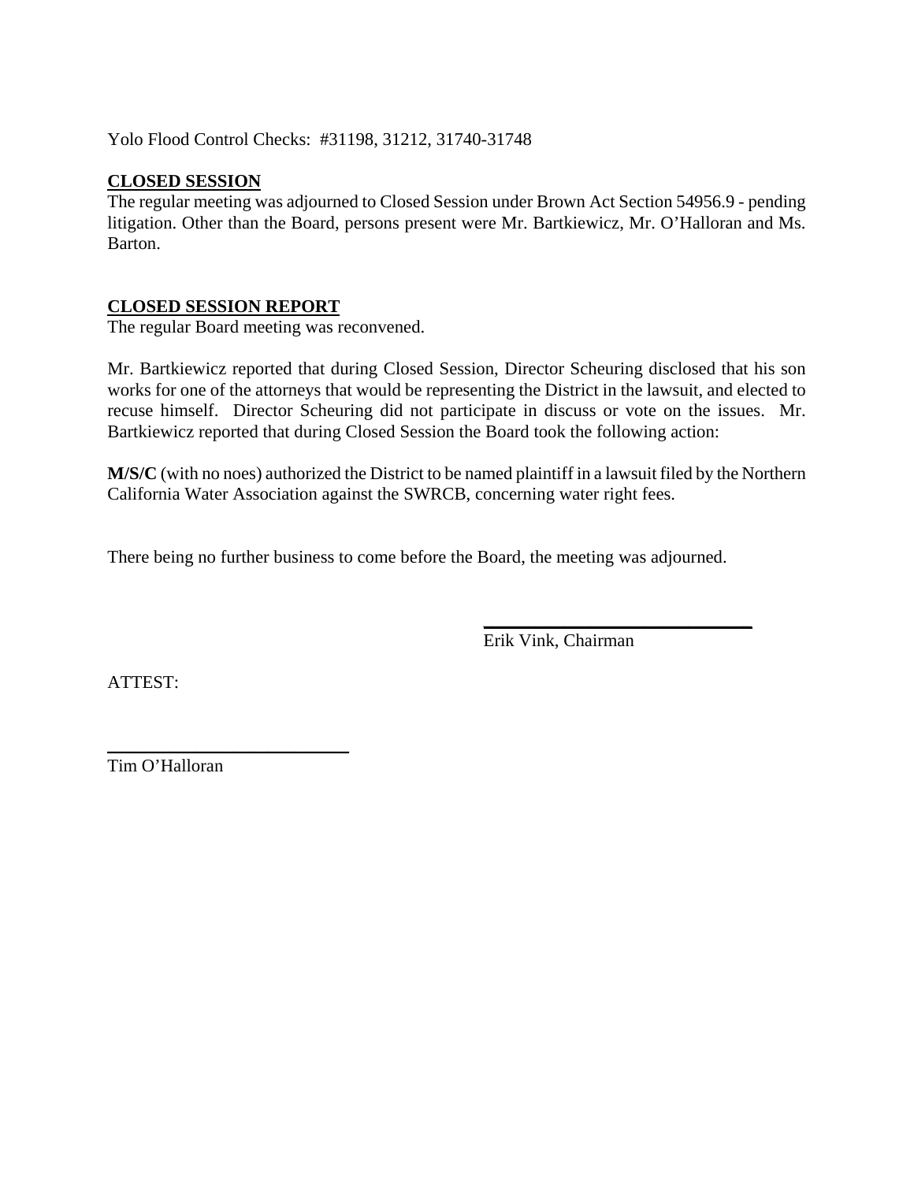Yolo Flood Control Checks: #31198, 31212, 31740-31748

**CLOSED SESSION**

The regular meeting was adjourned to Closed Session under Brown Act Section 54956.9 - pending litigation. Other than the Board, persons present were Mr. Bartkiewicz, Mr. O'Halloran and Ms. Barton.

**CLOSED SESSION REPORT**

The regular Board meeting was reconvened.

Mr. Bartkiewicz reported that during Closed Session, Director Scheuring disclosed that his son works for one of the attorneys that would be representing the District in the lawsuit, and elected to recuse himself. Director Scheuring did not participate in discuss or vote on the issues. Mr. Bartkiewicz reported that during Closed Session the Board took the following action:

**M/S/C** (with no noes) authorized the District to be named plaintiff in a lawsuit filed by the Northern California Water Association against the SWRCB, concerning water right fees.

There being no further business to come before the Board, the meeting was adjourned.

______________________________
Erik Vink, Chairman

ATTEST:

__________________________
Tim O'Halloran